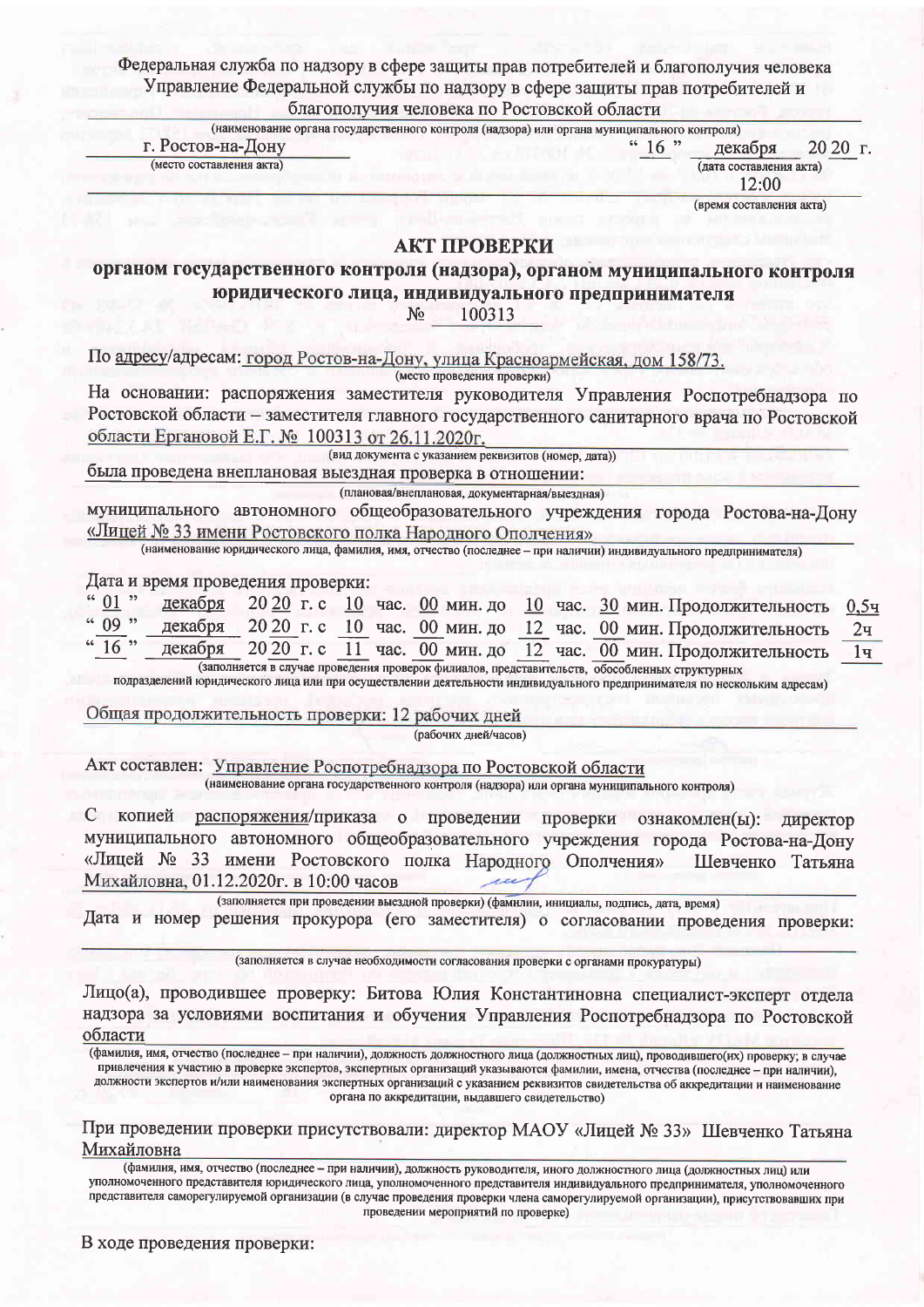Федеральная служба по надзору в сфере защиты прав потребителей и благополучия человека
Управление Федеральной службы по надзору в сфере защиты прав потребителей и благополучия человека по Ростовской области

(наименование органа государственного контроля (надзора) или органа муниципального контроля)

г. Ростов-на-Дону
(место составления акта)

“ 16 ” декабря 20 20 г.
(дата составления акта)

12:00
(время составления акта)

# АКТ ПРОВЕРКИ

## органом государственного контроля (надзора), органом муниципального контроля юридического лица, индивидуального предпринимателя

№ 100313

По адресу/адресам: город Ростов-на-Дону, улица Красноармейская, дом 158/73.
(место проведения проверки)

На основании: распоряжения заместителя руководителя Управления Роспотребнадзора по Ростовской области – заместителя главного государственного санитарного врача по Ростовской области Ергановой Е.Г. № 100313 от 26.11.2020г.
(вид документа с указанием реквизитов (номер, дата))

была проведена внеплановая выездная проверка в отношении:
(плановая/внеплановая, документарная/выездная)

муниципального автономного общеобразовательного учреждения города Ростова-на-Дону «Лицей № 33 имени Ростовского полка Народного Ополчения»
(наименование юридического лица, фамилия, имя, отчество (последнее – при наличии) индивидуального предпринимателя)

Дата и время проведения проверки:

“ 01 ” декабря 20 20 г. с 10 час. 00 мин. до 10 час. 30 мин. Продолжительность 0,5ч
“ 09 ” декабря 20 20 г. с 10 час. 00 мин. до 12 час. 00 мин. Продолжительность 2ч
“ 16 ” декабря 20 20 г. с 11 час. 00 мин. до 12 час. 00 мин. Продолжительность 1ч

(заполняется в случае проведения проверок филиалов, представительств, обособленных структурных подразделений юридического лица или при осуществлении деятельности индивидуального предпринимателя по нескольким адресам)

Общая продолжительность проверки: 12 рабочих дней
(рабочих дней/часов)

Акт составлен: Управление Роспотребнадзора по Ростовской области
(наименование органа государственного контроля (надзора) или органа муниципального контроля)

С копией распоряжения/приказа о проведении проверки ознакомлен(ы): директор муниципального автономного общеобразовательного учреждения города Ростова-на-Дону «Лицей № 33 имени Ростовского полка Народного Ополчения» Шевченко Татьяна Михайловна, 01.12.2020г. в 10:00 часов

(заполняется при проведении выездной проверки) (фамилии, инициалы, подпись, дата, время)

Дата и номер решения прокурора (его заместителя) о согласовании проведения проверки:

(заполняется в случае необходимости согласования проверки с органами прокуратуры)

Лицо(а), проводившее проверку: Битова Юлия Константиновна специалист-эксперт отдела надзора за условиями воспитания и обучения Управления Роспотребнадзора по Ростовской области

(фамилия, имя, отчество (последнее – при наличии), должность должностного лица (должностных лиц), проводившего(их) проверку; в случае привлечения к участию в проверке экспертов, экспертных организаций указываются фамилии, имена, отчества (последнее – при наличии), должности экспертов и/или наименования экспертных организаций с указанием реквизитов свидетельства об аккредитации и наименование органа по аккредитации, выдавшего свидетельство)

При проведении проверки присутствовали: директор МАОУ «Лицей № 33» Шевченко Татьяна Михайловна

(фамилия, имя, отчество (последнее – при наличии), должность руководителя, иного должностного лица (должностных лиц) или уполномоченного представителя юридического лица, уполномоченного представителя индивидуального предпринимателя, уполномоченного представителя саморегулируемой организации (в случае проведения проверки члена саморегулируемой организации), присутствовавших при проведении мероприятий по проверке)

В ходе проведения проверки: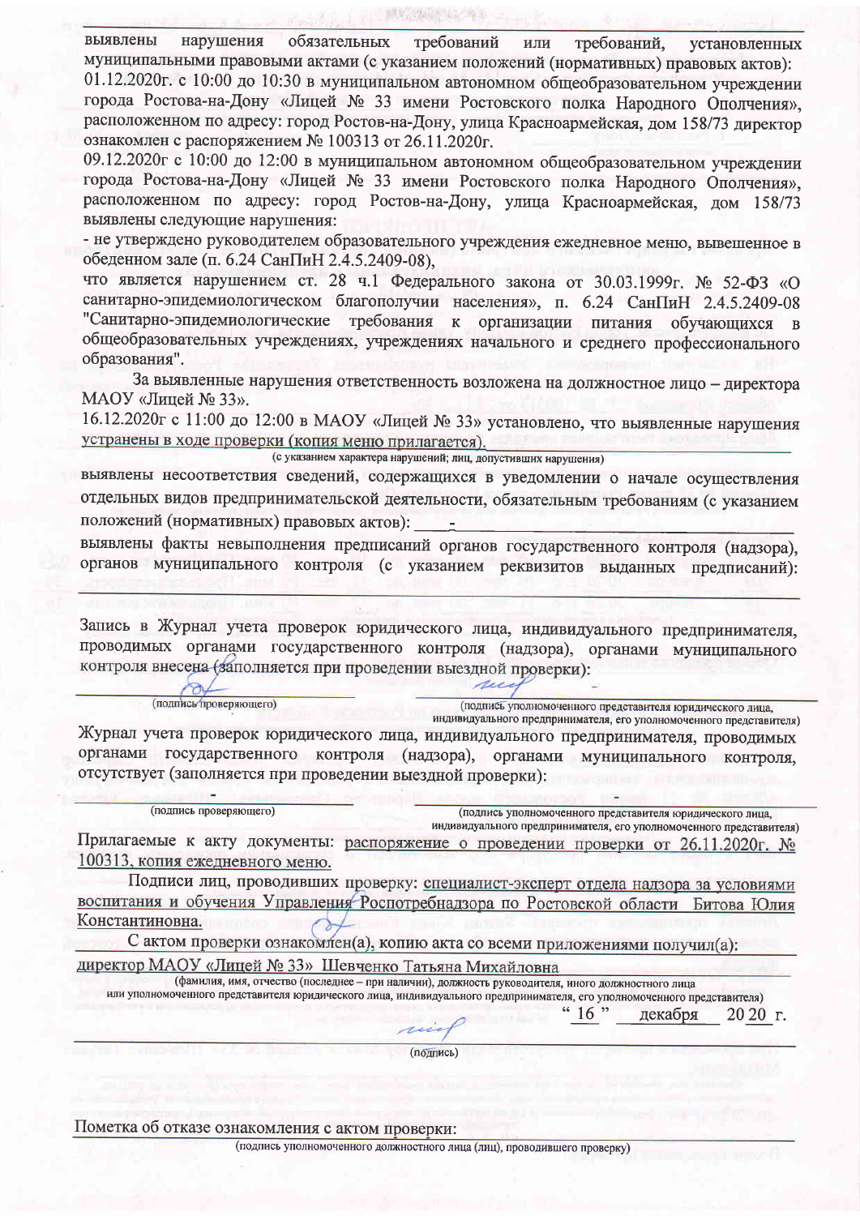выявлены нарушения обязательных требований или требований, установленных муниципальными правовыми актами (с указанием положений (нормативных) правовых актов):

01.12.2020г. с 10:00 до 10:30 в муниципальном автономном общеобразовательном учреждении города Ростова-на-Дону «Лицей № 33 имени Ростовского полка Народного Ополчения», расположенном по адресу: город Ростов-на-Дону, улица Красноармейская, дом 158/73 директор ознакомлен с распоряжением № 100313 от 26.11.2020г.

09.12.2020г с 10:00 до 12:00 в муниципальном автономном общеобразовательном учреждении города Ростова-на-Дону «Лицей № 33 имени Ростовского полка Народного Ополчения», расположенном по адресу: город Ростов-на-Дону, улица Красноармейская, дом 158/73 выявлены следующие нарушения:

- не утверждено руководителем образовательного учреждения ежедневное меню, вывешенное в обеденном зале (п. 6.24 СанПиН 2.4.5.2409-08),

что является нарушением ст. 28 ч.1 Федерального закона от 30.03.1999г. № 52-ФЗ «О санитарно-эпидемиологическом благополучии населения», п. 6.24 СанПиН 2.4.5.2409-08 "Санитарно-эпидемиологические требования к организации питания обучающихся в общеобразовательных учреждениях, учреждениях начального и среднего профессионального образования".

За выявленные нарушения ответственность возложена на должностное лицо – директора МАОУ «Лицей № 33».

16.12.2020г с 11:00 до 12:00 в МАОУ «Лицей № 33» установлено, что выявленные нарушения устранены в ходе проверки (копия меню прилагается).

(с указанием характера нарушений; лиц, допустивших нарушения)

выявлены несоответствия сведений, содержащихся в уведомлении о начале осуществления отдельных видов предпринимательской деятельности, обязательным требованиям (с указанием положений (нормативных) правовых актов): -

выявлены факты невыполнения предписаний органов государственного контроля (надзора), органов муниципального контроля (с указанием реквизитов выданных предписаний):

Запись в Журнал учета проверок юридического лица, индивидуального предпринимателя, проводимых органами государственного контроля (надзора), органами муниципального контроля внесена (заполняется при проведении выездной проверки):

(подпись проверяющего) (подпись уполномоченного представителя юридического лица, индивидуального предпринимателя, его уполномоченного представителя)

Журнал учета проверок юридического лица, индивидуального предпринимателя, проводимых органами государственного контроля (надзора), органами муниципального контроля, отсутствует (заполняется при проведении выездной проверки):

(подпись проверяющего) (подпись уполномоченного представителя юридического лица, индивидуального предпринимателя, его уполномоченного представителя)

Прилагаемые к акту документы: распоряжение о проведении проверки от 26.11.2020г. № 100313, копия ежедневного меню.

Подписи лиц, проводивших проверку: специалист-эксперт отдела надзора за условиями воспитания и обучения Управления Роспотребнадзора по Ростовской области Битова Юлия Константиновна.

С актом проверки ознакомлен(а), копию акта со всеми приложениями получил(а):

директор МАОУ «Лицей № 33» Шевченко Татьяна Михайловна

(фамилия, имя, отчество (последнее – при наличии), должность руководителя, иного должностного лица или уполномоченного представителя юридического лица, индивидуального предпринимателя, его уполномоченного представителя)

" 16 " декабря 20 20 г.

(подпись)

Пометка об отказе ознакомления с актом проверки:

(подпись уполномоченного должностного лица (лиц), проводившего проверку)